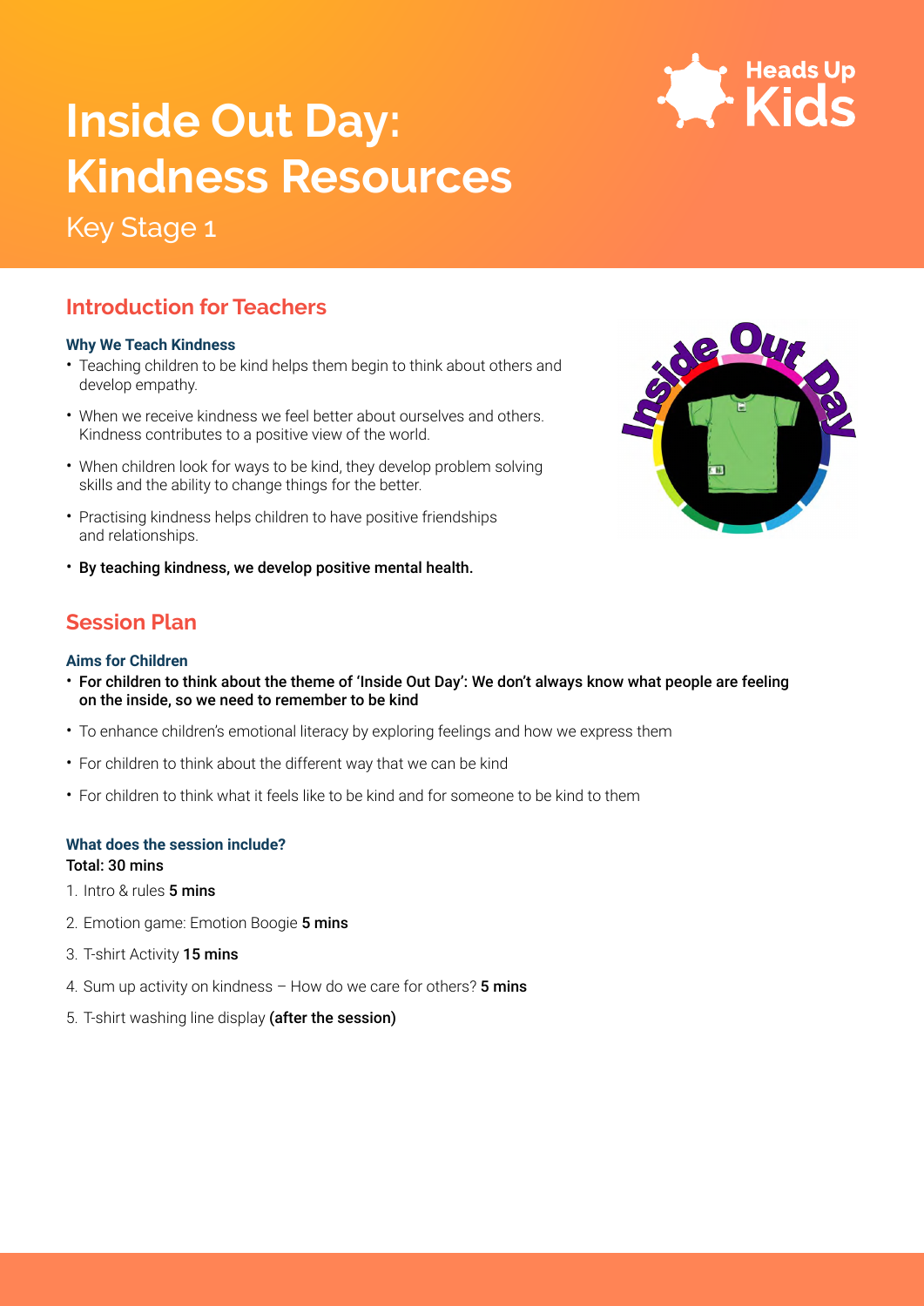# Inside Out Day: Kindness Resources

Key Stage 1

## Introduction for Teachers

### Why We Teach Kindness

- Teaching children to be kind helps them begin to think about others and develop empathy.
- When we receive kindness we feel better about ourselves and others. Kindness contributes to a positive view of the world.
- When children look for ways to be kind, they develop problem solving skills and the ability to change things for the better.
- Practising kindness helps children to have positive friendships and relationships.
- **By teaching kindness, we develop positive mental health.**

## Session Plan

### Aims for Children

- **For children to think about the theme of 'Inside Out Day': We don't always know what people are feeling on the inside, so we need to remember to be kind**
- To enhance children's emotional literacy by exploring feelings and how we express them
- For children to think about the different way that we can be kind
- For children to think what it feels like to be kind and for someone to be kind to them

### What does the session include?

**Total: 30 mins**

1. Intro & rules **5 mins**
2. Emotion game: Emotion Boogie **5 mins**
3. T-shirt Activity **15 mins**
4. Sum up activity on kindness – How do we care for others? **5 mins**
5. T-shirt washing line display **(after the session)**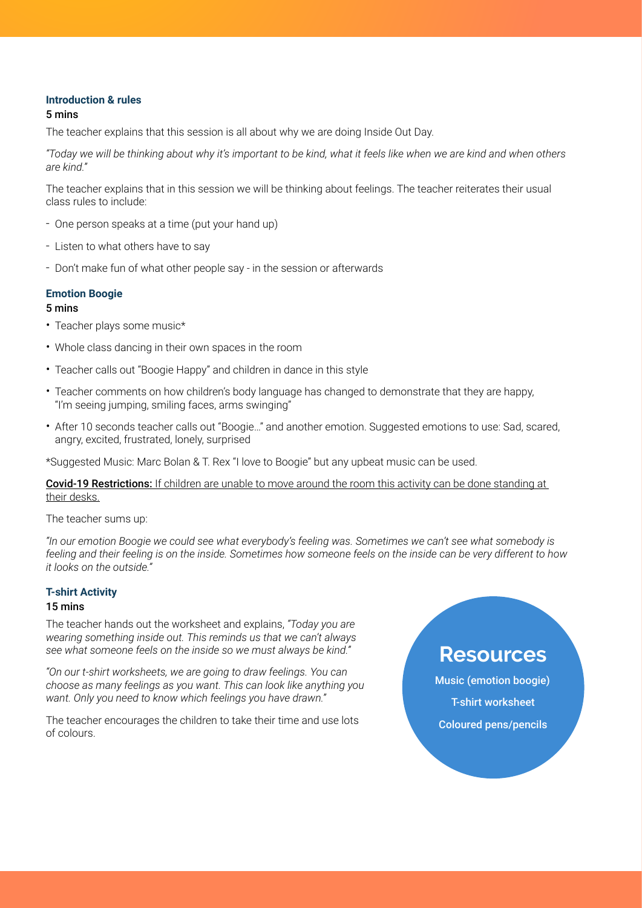### Introduction & rules

5 mins

The teacher explains that this session is all about why we are doing Inside Out Day.

*"Today we will be thinking about why it's important to be kind, what it feels like when we are kind and when others are kind."*

The teacher explains that in this session we will be thinking about feelings. The teacher reiterates their usual class rules to include:

- One person speaks at a time (put your hand up)
- Listen to what others have to say
- Don't make fun of what other people say - in the session or afterwards

### Emotion Boogie

5 mins

- Teacher plays some music*
- Whole class dancing in their own spaces in the room
- Teacher calls out "Boogie Happy" and children in dance in this style
- Teacher comments on how children's body language has changed to demonstrate that they are happy, "I'm seeing jumping, smiling faces, arms swinging"
- After 10 seconds teacher calls out "Boogie…" and another emotion. Suggested emotions to use: Sad, scared, angry, excited, frustrated, lonely, surprised

*Suggested Music: Marc Bolan & T. Rex "I love to Boogie" but any upbeat music can be used.

<u>**Covid-19 Restrictions:** If children are unable to move around the room this activity can be done standing at their desks.</u>

The teacher sums up:

*"In our emotion Boogie we could see what everybody's feeling was. Sometimes we can't see what somebody is feeling and their feeling is on the inside. Sometimes how someone feels on the inside can be very different to how it looks on the outside."*

### T-shirt Activity

15 mins

The teacher hands out the worksheet and explains, *"Today you are wearing something inside out. This reminds us that we can't always see what someone feels on the inside so we must always be kind."*

*"On our t-shirt worksheets, we are going to draw feelings. You can choose as many feelings as you want. This can look like anything you want. Only you need to know which feelings you have drawn."*

The teacher encourages the children to take their time and use lots of colours.

## Resources

Music (emotion boogie)

T-shirt worksheet

Coloured pens/pencils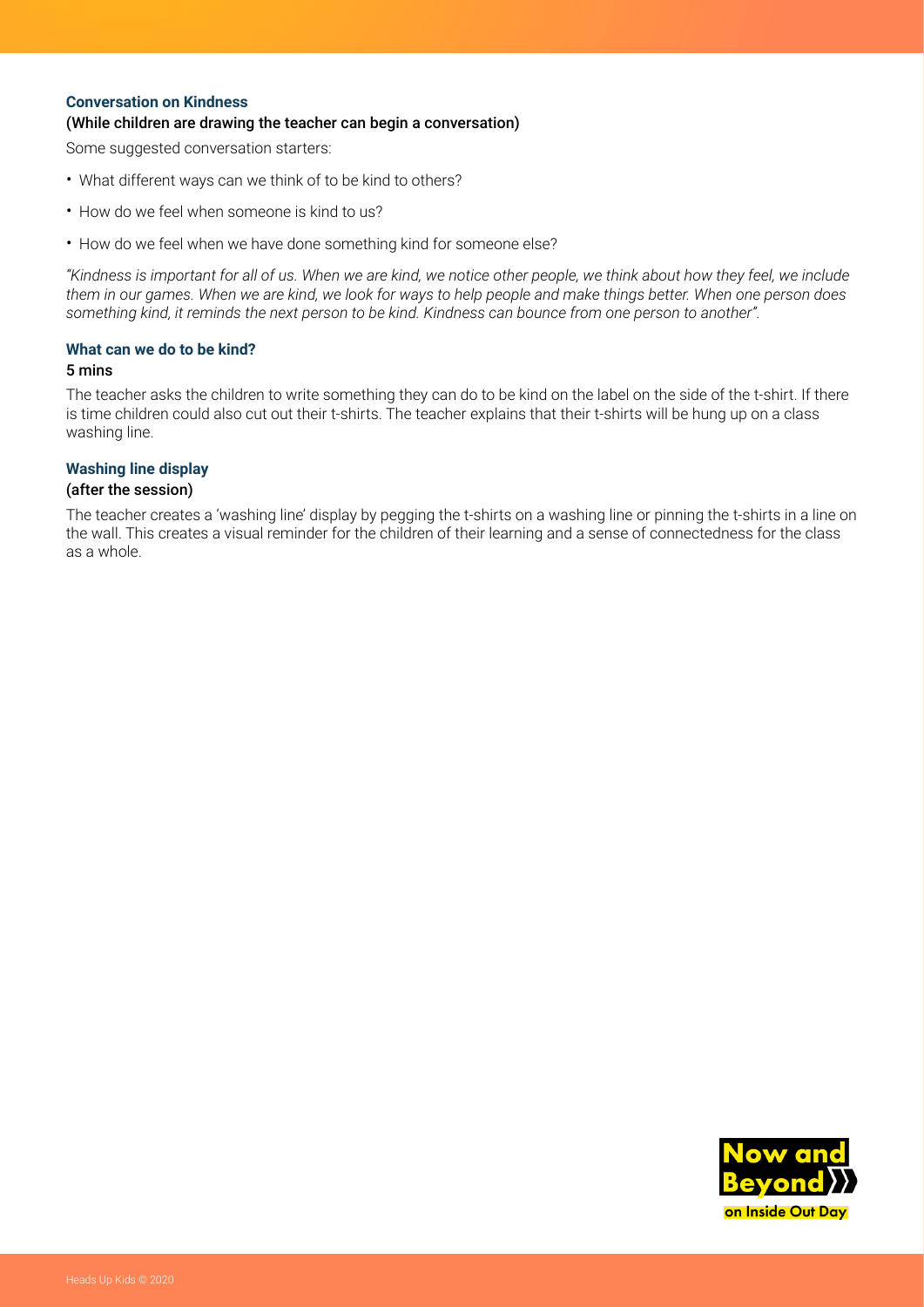### Conversation on Kindness

(While children are drawing the teacher can begin a conversation)

Some suggested conversation starters:

- What different ways can we think of to be kind to others?
- How do we feel when someone is kind to us?
- How do we feel when we have done something kind for someone else?

*"Kindness is important for all of us. When we are kind, we notice other people, we think about how they feel, we include them in our games. When we are kind, we look for ways to help people and make things better. When one person does something kind, it reminds the next person to be kind. Kindness can bounce from one person to another".*

### What can we do to be kind?

5 mins

The teacher asks the children to write something they can do to be kind on the label on the side of the t-shirt. If there is time children could also cut out their t-shirts. The teacher explains that their t-shirts will be hung up on a class washing line.

### Washing line display

(after the session)

The teacher creates a 'washing line' display by pegging the t-shirts on a washing line or pinning the t-shirts in a line on the wall. This creates a visual reminder for the children of their learning and a sense of connectedness for the class as a whole.

Now and Beyond on Inside Out Day